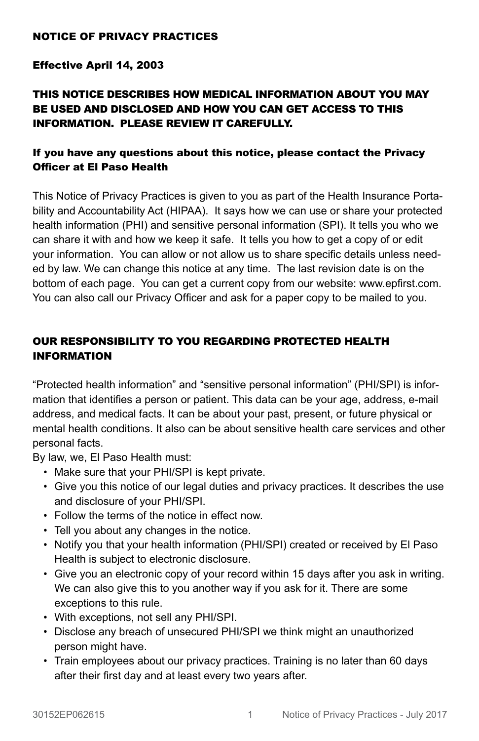# NOTICE OF PRIVACY PRACTICES

**Effective April 14, 2003**

## THIS NOTICE DESCRIBES HOW MEDICAL INFORMATION ABOUT YOU MAY BE USED AND DISCLOSED AND HOW YOU CAN GET ACCESS TO THIS INFORMATION. PLEASE REVIEW IT CAREFULLY.

**If you have any questions about this notice, please contact the Privacy Officer at El Paso Health**

This Notice of Privacy Practices is given to you as part of the Health Insurance Portability and Accountability Act (HIPAA). It says how we can use or share your protected health information (PHI) and sensitive personal information (SPI). It tells you who we can share it with and how we keep it safe. It tells you how to get a copy of or edit your information. You can allow or not allow us to share specific details unless needed by law. We can change this notice at any time. The last revision date is on the bottom of each page. You can get a current copy from our website: www.epfirst.com. You can also call our Privacy Officer and ask for a paper copy to be mailed to you.

## OUR RESPONSIBILITY TO YOU REGARDING PROTECTED HEALTH INFORMATION

"Protected health information" and "sensitive personal information" (PHI/SPI) is information that identifies a person or patient. This data can be your age, address, e-mail address, and medical facts. It can be about your past, present, or future physical or mental health conditions. It also can be about sensitive health care services and other personal facts.

By law, we, El Paso Health must:

- Make sure that your PHI/SPI is kept private.
- Give you this notice of our legal duties and privacy practices. It describes the use and disclosure of your PHI/SPI.
- Follow the terms of the notice in effect now.
- Tell you about any changes in the notice.
- Notify you that your health information (PHI/SPI) created or received by El Paso Health is subject to electronic disclosure.
- Give you an electronic copy of your record within 15 days after you ask in writing. We can also give this to you another way if you ask for it. There are some exceptions to this rule.
- With exceptions, not sell any PHI/SPI.
- Disclose any breach of unsecured PHI/SPI we think might an unauthorized person might have.
- Train employees about our privacy practices. Training is no later than 60 days after their first day and at least every two years after.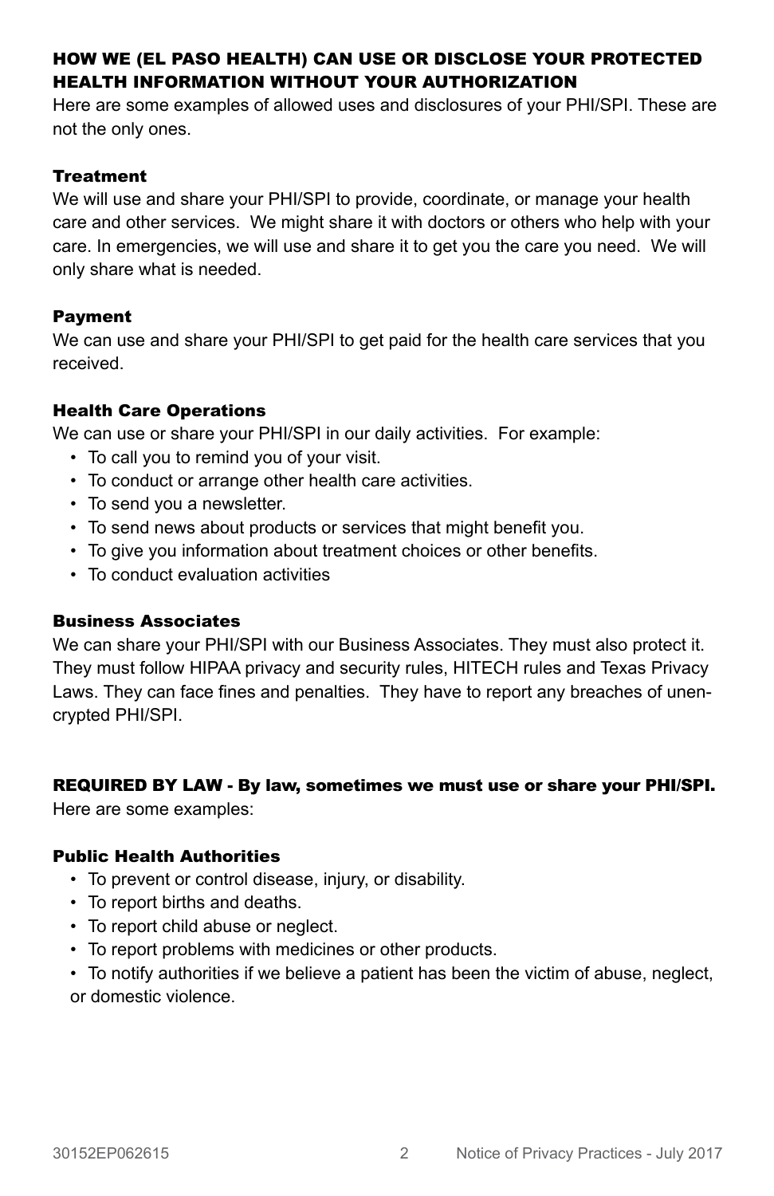## HOW WE (EL PASO HEALTH) CAN USE OR DISCLOSE YOUR PROTECTED HEALTH INFORMATION WITHOUT YOUR AUTHORIZATION

Here are some examples of allowed uses and disclosures of your PHI/SPI. These are not the only ones.

### Treatment

We will use and share your PHI/SPI to provide, coordinate, or manage your health care and other services. We might share it with doctors or others who help with your care. In emergencies, we will use and share it to get you the care you need. We will only share what is needed.

### Payment

We can use and share your PHI/SPI to get paid for the health care services that you received.

### Health Care Operations

We can use or share your PHI/SPI in our daily activities. For example:

- To call you to remind you of your visit.
- To conduct or arrange other health care activities.
- To send you a newsletter.
- To send news about products or services that might benefit you.
- To give you information about treatment choices or other benefits.
- To conduct evaluation activities

### Business Associates

We can share your PHI/SPI with our Business Associates. They must also protect it. They must follow HIPAA privacy and security rules, HITECH rules and Texas Privacy Laws. They can face fines and penalties. They have to report any breaches of unencrypted PHI/SPI.

## REQUIRED BY LAW - By law, sometimes we must use or share your PHI/SPI.

Here are some examples:

### Public Health Authorities

- To prevent or control disease, injury, or disability.
- To report births and deaths.
- To report child abuse or neglect.
- To report problems with medicines or other products.
- To notify authorities if we believe a patient has been the victim of abuse, neglect, or domestic violence.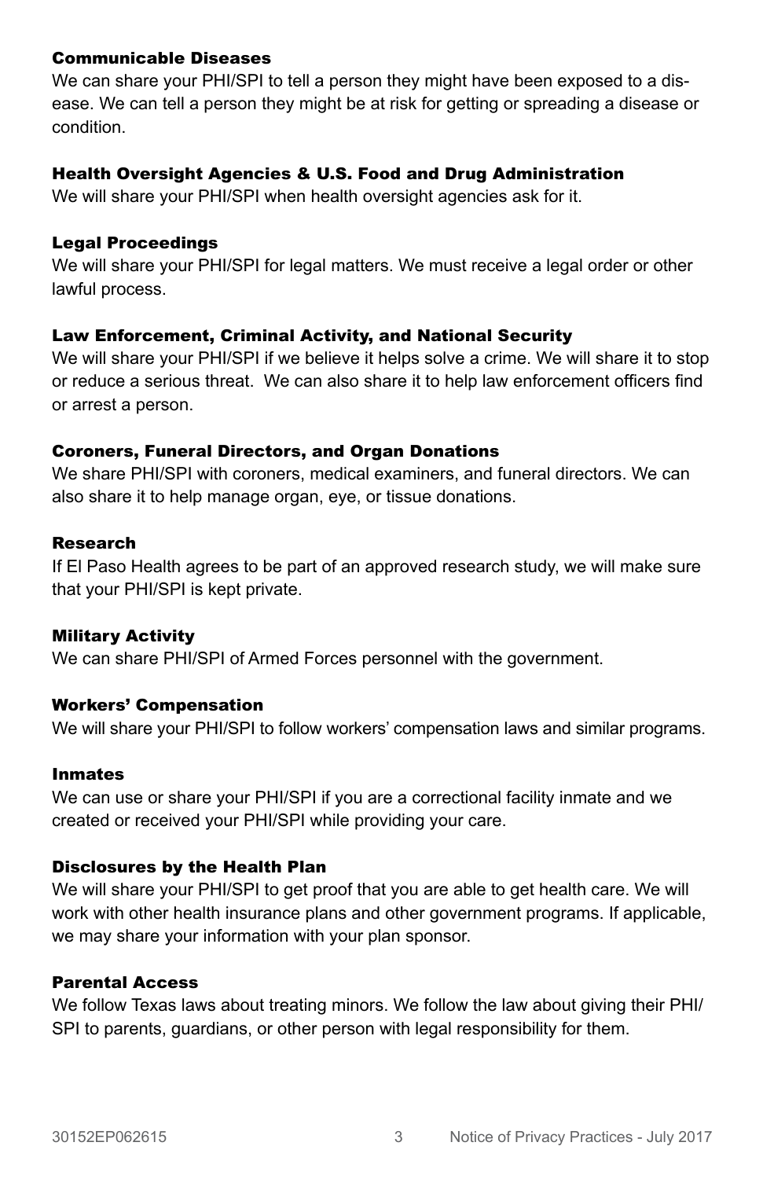### Communicable Diseases

We can share your PHI/SPI to tell a person they might have been exposed to a disease. We can tell a person they might be at risk for getting or spreading a disease or condition.

### Health Oversight Agencies & U.S. Food and Drug Administration

We will share your PHI/SPI when health oversight agencies ask for it.

### Legal Proceedings

We will share your PHI/SPI for legal matters. We must receive a legal order or other lawful process.

### Law Enforcement, Criminal Activity, and National Security

We will share your PHI/SPI if we believe it helps solve a crime. We will share it to stop or reduce a serious threat. We can also share it to help law enforcement officers find or arrest a person.

### Coroners, Funeral Directors, and Organ Donations

We share PHI/SPI with coroners, medical examiners, and funeral directors. We can also share it to help manage organ, eye, or tissue donations.

### Research

If El Paso Health agrees to be part of an approved research study, we will make sure that your PHI/SPI is kept private.

### Military Activity

We can share PHI/SPI of Armed Forces personnel with the government.

### Workers' Compensation

We will share your PHI/SPI to follow workers' compensation laws and similar programs.

### Inmates

We can use or share your PHI/SPI if you are a correctional facility inmate and we created or received your PHI/SPI while providing your care.

### Disclosures by the Health Plan

We will share your PHI/SPI to get proof that you are able to get health care. We will work with other health insurance plans and other government programs. If applicable, we may share your information with your plan sponsor.

### Parental Access

We follow Texas laws about treating minors. We follow the law about giving their PHI/SPI to parents, guardians, or other person with legal responsibility for them.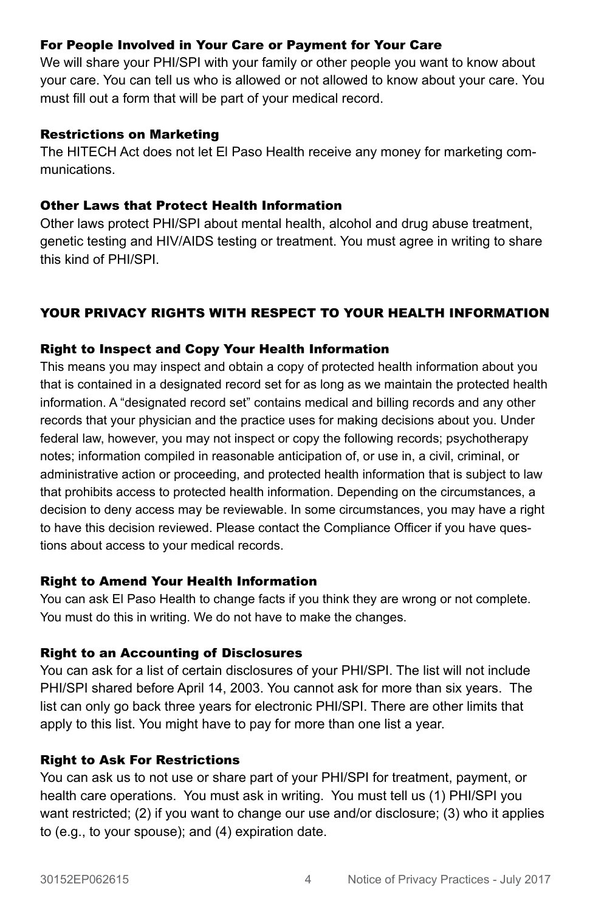### For People Involved in Your Care or Payment for Your Care

We will share your PHI/SPI with your family or other people you want to know about your care. You can tell us who is allowed or not allowed to know about your care. You must fill out a form that will be part of your medical record.

### Restrictions on Marketing

The HITECH Act does not let El Paso Health receive any money for marketing communications.

### Other Laws that Protect Health Information

Other laws protect PHI/SPI about mental health, alcohol and drug abuse treatment, genetic testing and HIV/AIDS testing or treatment. You must agree in writing to share this kind of PHI/SPI.

## YOUR PRIVACY RIGHTS WITH RESPECT TO YOUR HEALTH INFORMATION

### Right to Inspect and Copy Your Health Information

This means you may inspect and obtain a copy of protected health information about you that is contained in a designated record set for as long as we maintain the protected health information. A "designated record set" contains medical and billing records and any other records that your physician and the practice uses for making decisions about you. Under federal law, however, you may not inspect or copy the following records; psychotherapy notes; information compiled in reasonable anticipation of, or use in, a civil, criminal, or administrative action or proceeding, and protected health information that is subject to law that prohibits access to protected health information. Depending on the circumstances, a decision to deny access may be reviewable. In some circumstances, you may have a right to have this decision reviewed. Please contact the Compliance Officer if you have questions about access to your medical records.

### Right to Amend Your Health Information

You can ask El Paso Health to change facts if you think they are wrong or not complete. You must do this in writing. We do not have to make the changes.

### Right to an Accounting of Disclosures

You can ask for a list of certain disclosures of your PHI/SPI. The list will not include PHI/SPI shared before April 14, 2003. You cannot ask for more than six years. The list can only go back three years for electronic PHI/SPI. There are other limits that apply to this list. You might have to pay for more than one list a year.

### Right to Ask For Restrictions

You can ask us to not use or share part of your PHI/SPI for treatment, payment, or health care operations. You must ask in writing. You must tell us (1) PHI/SPI you want restricted; (2) if you want to change our use and/or disclosure; (3) who it applies to (e.g., to your spouse); and (4) expiration date.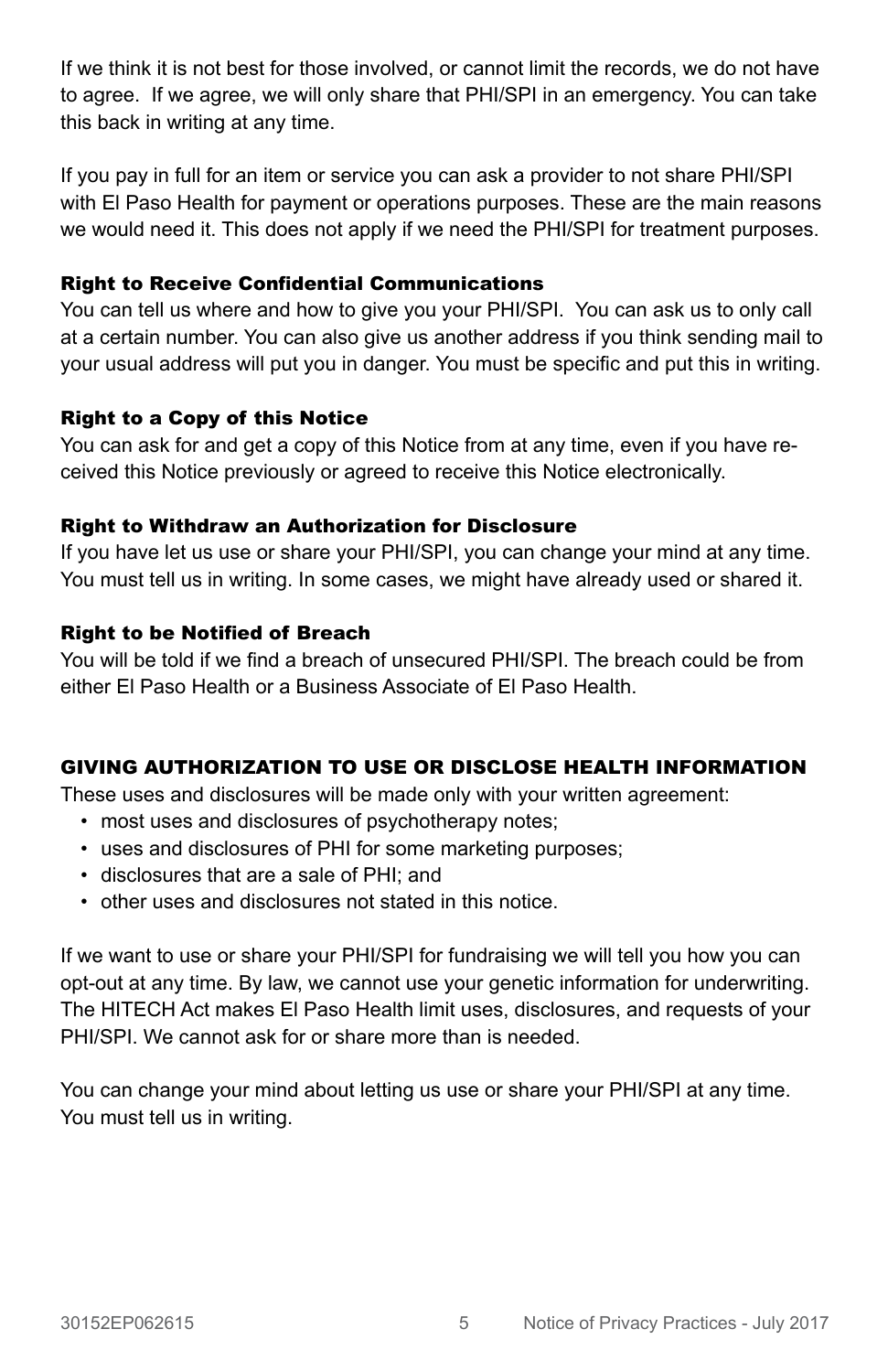If we think it is not best for those involved, or cannot limit the records, we do not have to agree. If we agree, we will only share that PHI/SPI in an emergency. You can take this back in writing at any time.

If you pay in full for an item or service you can ask a provider to not share PHI/SPI with El Paso Health for payment or operations purposes. These are the main reasons we would need it. This does not apply if we need the PHI/SPI for treatment purposes.

### Right to Receive Confidential Communications

You can tell us where and how to give you your PHI/SPI. You can ask us to only call at a certain number. You can also give us another address if you think sending mail to your usual address will put you in danger. You must be specific and put this in writing.

### Right to a Copy of this Notice

You can ask for and get a copy of this Notice from at any time, even if you have received this Notice previously or agreed to receive this Notice electronically.

### Right to Withdraw an Authorization for Disclosure

If you have let us use or share your PHI/SPI, you can change your mind at any time. You must tell us in writing. In some cases, we might have already used or shared it.

### Right to be Notified of Breach

You will be told if we find a breach of unsecured PHI/SPI. The breach could be from either El Paso Health or a Business Associate of El Paso Health.

## GIVING AUTHORIZATION TO USE OR DISCLOSE HEALTH INFORMATION

These uses and disclosures will be made only with your written agreement:

- most uses and disclosures of psychotherapy notes;
- uses and disclosures of PHI for some marketing purposes;
- disclosures that are a sale of PHI; and
- other uses and disclosures not stated in this notice.

If we want to use or share your PHI/SPI for fundraising we will tell you how you can opt-out at any time. By law, we cannot use your genetic information for underwriting. The HITECH Act makes El Paso Health limit uses, disclosures, and requests of your PHI/SPI. We cannot ask for or share more than is needed.

You can change your mind about letting us use or share your PHI/SPI at any time. You must tell us in writing.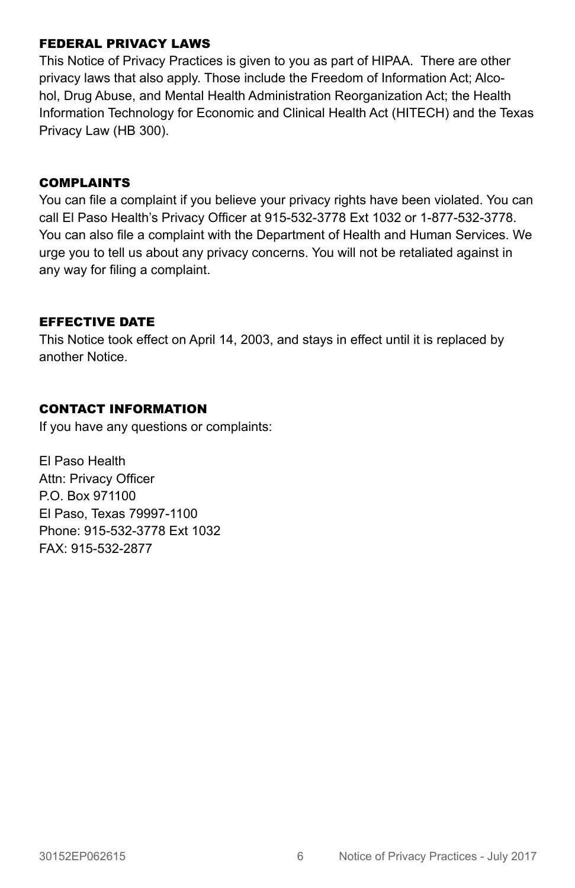## FEDERAL PRIVACY LAWS

This Notice of Privacy Practices is given to you as part of HIPAA. There are other privacy laws that also apply. Those include the Freedom of Information Act; Alcohol, Drug Abuse, and Mental Health Administration Reorganization Act; the Health Information Technology for Economic and Clinical Health Act (HITECH) and the Texas Privacy Law (HB 300).

## COMPLAINTS

You can file a complaint if you believe your privacy rights have been violated. You can call El Paso Health's Privacy Officer at 915-532-3778 Ext 1032 or 1-877-532-3778. You can also file a complaint with the Department of Health and Human Services. We urge you to tell us about any privacy concerns. You will not be retaliated against in any way for filing a complaint.

## EFFECTIVE DATE

This Notice took effect on April 14, 2003, and stays in effect until it is replaced by another Notice.

## CONTACT INFORMATION

If you have any questions or complaints:

El Paso Health
Attn: Privacy Officer
P.O. Box 971100
El Paso, Texas 79997-1100
Phone: 915-532-3778 Ext 1032
FAX: 915-532-2877

30152EP062615